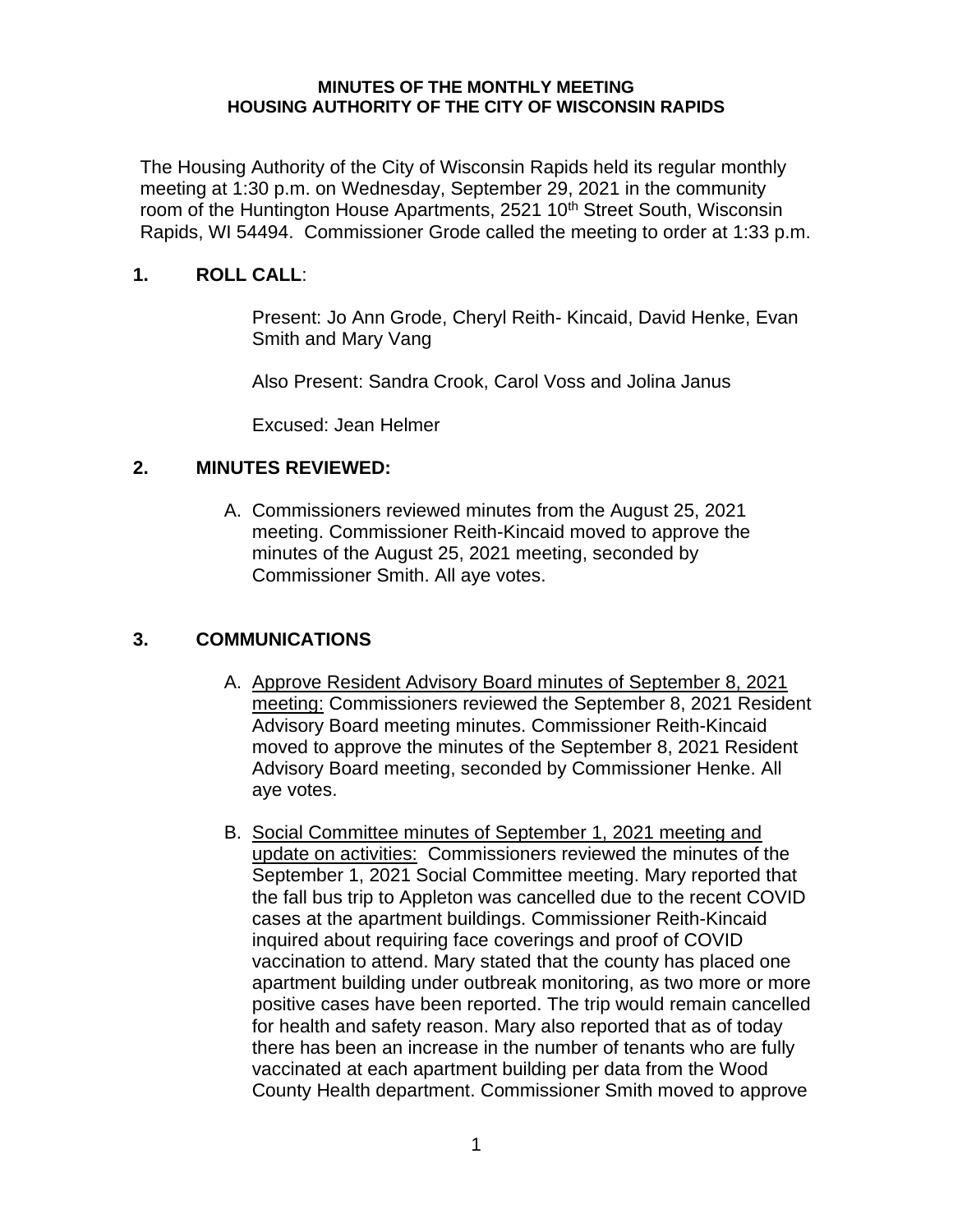**MINUTES OF THE MONTHLY MEETING**
**HOUSING AUTHORITY OF THE CITY OF WISCONSIN RAPIDS**

The Housing Authority of the City of Wisconsin Rapids held its regular monthly meeting at 1:30 p.m. on Wednesday, September 29, 2021 in the community room of the Huntington House Apartments, 2521 10th Street South, Wisconsin Rapids, WI 54494. Commissioner Grode called the meeting to order at 1:33 p.m.

## 1. ROLL CALL:

Present: Jo Ann Grode, Cheryl Reith- Kincaid, David Henke, Evan Smith and Mary Vang

Also Present: Sandra Crook, Carol Voss and Jolina Janus

Excused: Jean Helmer

## 2. MINUTES REVIEWED:

A. Commissioners reviewed minutes from the August 25, 2021 meeting. Commissioner Reith-Kincaid moved to approve the minutes of the August 25, 2021 meeting, seconded by Commissioner Smith. All aye votes.

## 3. COMMUNICATIONS

A. Approve Resident Advisory Board minutes of September 8, 2021 meeting: Commissioners reviewed the September 8, 2021 Resident Advisory Board meeting minutes. Commissioner Reith-Kincaid moved to approve the minutes of the September 8, 2021 Resident Advisory Board meeting, seconded by Commissioner Henke. All aye votes.

B. Social Committee minutes of September 1, 2021 meeting and update on activities: Commissioners reviewed the minutes of the September 1, 2021 Social Committee meeting. Mary reported that the fall bus trip to Appleton was cancelled due to the recent COVID cases at the apartment buildings. Commissioner Reith-Kincaid inquired about requiring face coverings and proof of COVID vaccination to attend. Mary stated that the county has placed one apartment building under outbreak monitoring, as two more or more positive cases have been reported. The trip would remain cancelled for health and safety reason. Mary also reported that as of today there has been an increase in the number of tenants who are fully vaccinated at each apartment building per data from the Wood County Health department. Commissioner Smith moved to approve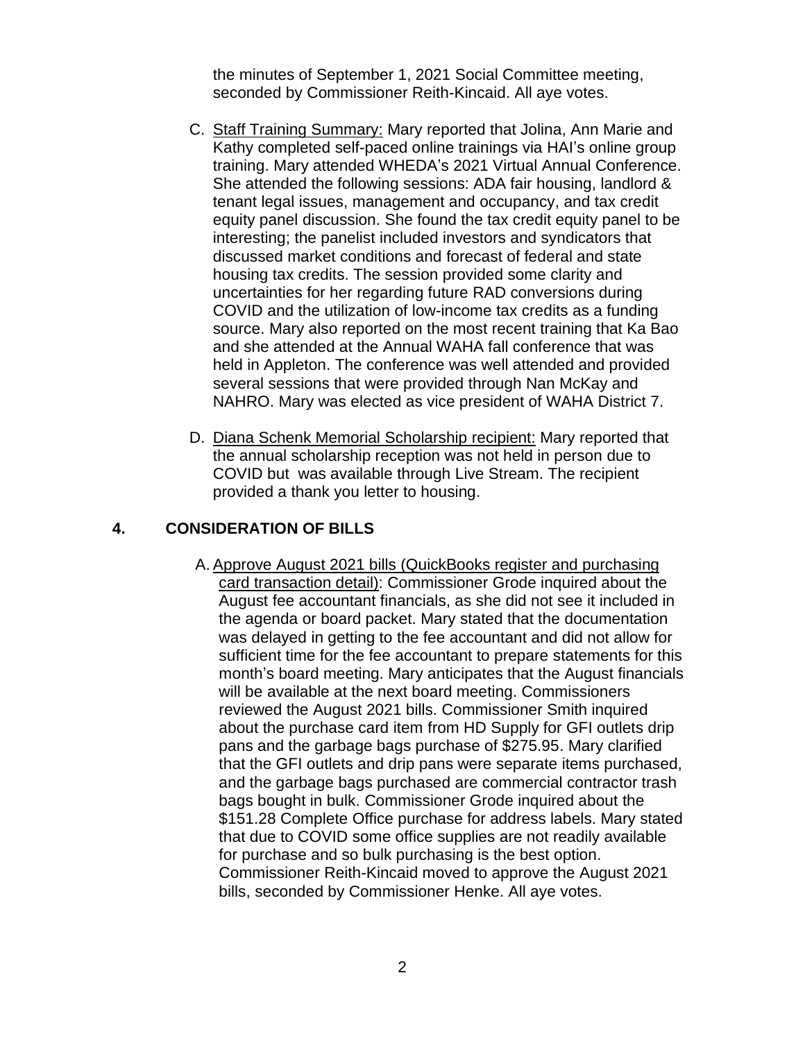the minutes of September 1, 2021 Social Committee meeting, seconded by Commissioner Reith-Kincaid. All aye votes.

C. Staff Training Summary: Mary reported that Jolina, Ann Marie and Kathy completed self-paced online trainings via HAI's online group training. Mary attended WHEDA's 2021 Virtual Annual Conference. She attended the following sessions: ADA fair housing, landlord & tenant legal issues, management and occupancy, and tax credit equity panel discussion. She found the tax credit equity panel to be interesting; the panelist included investors and syndicators that discussed market conditions and forecast of federal and state housing tax credits. The session provided some clarity and uncertainties for her regarding future RAD conversions during COVID and the utilization of low-income tax credits as a funding source. Mary also reported on the most recent training that Ka Bao and she attended at the Annual WAHA fall conference that was held in Appleton. The conference was well attended and provided several sessions that were provided through Nan McKay and NAHRO. Mary was elected as vice president of WAHA District 7.

D. Diana Schenk Memorial Scholarship recipient: Mary reported that the annual scholarship reception was not held in person due to COVID but was available through Live Stream. The recipient provided a thank you letter to housing.

## 4. CONSIDERATION OF BILLS

A. Approve August 2021 bills (QuickBooks register and purchasing card transaction detail): Commissioner Grode inquired about the August fee accountant financials, as she did not see it included in the agenda or board packet. Mary stated that the documentation was delayed in getting to the fee accountant and did not allow for sufficient time for the fee accountant to prepare statements for this month's board meeting. Mary anticipates that the August financials will be available at the next board meeting. Commissioners reviewed the August 2021 bills. Commissioner Smith inquired about the purchase card item from HD Supply for GFI outlets drip pans and the garbage bags purchase of $275.95. Mary clarified that the GFI outlets and drip pans were separate items purchased, and the garbage bags purchased are commercial contractor trash bags bought in bulk. Commissioner Grode inquired about the $151.28 Complete Office purchase for address labels. Mary stated that due to COVID some office supplies are not readily available for purchase and so bulk purchasing is the best option. Commissioner Reith-Kincaid moved to approve the August 2021 bills, seconded by Commissioner Henke. All aye votes.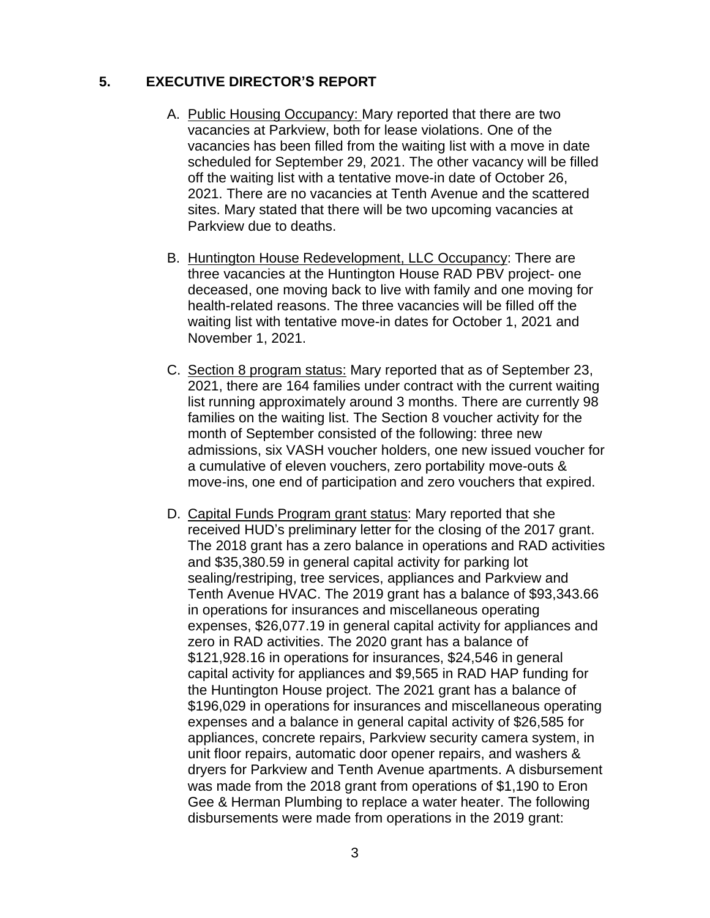## 5. EXECUTIVE DIRECTOR'S REPORT

A. Public Housing Occupancy: Mary reported that there are two vacancies at Parkview, both for lease violations. One of the vacancies has been filled from the waiting list with a move in date scheduled for September 29, 2021. The other vacancy will be filled off the waiting list with a tentative move-in date of October 26, 2021. There are no vacancies at Tenth Avenue and the scattered sites. Mary stated that there will be two upcoming vacancies at Parkview due to deaths.

B. Huntington House Redevelopment, LLC Occupancy: There are three vacancies at the Huntington House RAD PBV project- one deceased, one moving back to live with family and one moving for health-related reasons. The three vacancies will be filled off the waiting list with tentative move-in dates for October 1, 2021 and November 1, 2021.

C. Section 8 program status: Mary reported that as of September 23, 2021, there are 164 families under contract with the current waiting list running approximately around 3 months. There are currently 98 families on the waiting list. The Section 8 voucher activity for the month of September consisted of the following: three new admissions, six VASH voucher holders, one new issued voucher for a cumulative of eleven vouchers, zero portability move-outs & move-ins, one end of participation and zero vouchers that expired.

D. Capital Funds Program grant status: Mary reported that she received HUD's preliminary letter for the closing of the 2017 grant. The 2018 grant has a zero balance in operations and RAD activities and $35,380.59 in general capital activity for parking lot sealing/restriping, tree services, appliances and Parkview and Tenth Avenue HVAC. The 2019 grant has a balance of $93,343.66 in operations for insurances and miscellaneous operating expenses, $26,077.19 in general capital activity for appliances and zero in RAD activities. The 2020 grant has a balance of $121,928.16 in operations for insurances, $24,546 in general capital activity for appliances and $9,565 in RAD HAP funding for the Huntington House project. The 2021 grant has a balance of $196,029 in operations for insurances and miscellaneous operating expenses and a balance in general capital activity of $26,585 for appliances, concrete repairs, Parkview security camera system, in unit floor repairs, automatic door opener repairs, and washers & dryers for Parkview and Tenth Avenue apartments. A disbursement was made from the 2018 grant from operations of $1,190 to Eron Gee & Herman Plumbing to replace a water heater. The following disbursements were made from operations in the 2019 grant: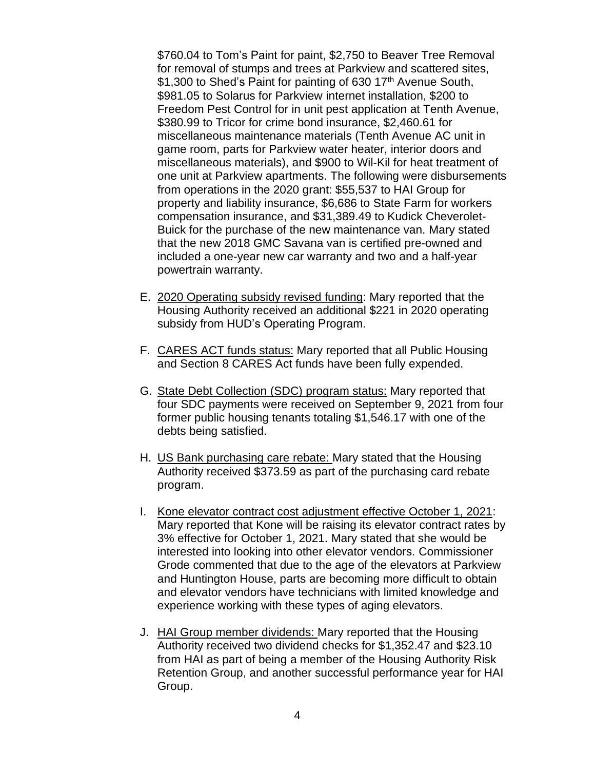$760.04 to Tom's Paint for paint, $2,750 to Beaver Tree Removal for removal of stumps and trees at Parkview and scattered sites, $1,300 to Shed's Paint for painting of 630 17th Avenue South, $981.05 to Solarus for Parkview internet installation, $200 to Freedom Pest Control for in unit pest application at Tenth Avenue, $380.99 to Tricor for crime bond insurance, $2,460.61 for miscellaneous maintenance materials (Tenth Avenue AC unit in game room, parts for Parkview water heater, interior doors and miscellaneous materials), and $900 to Wil-Kil for heat treatment of one unit at Parkview apartments. The following were disbursements from operations in the 2020 grant: $55,537 to HAI Group for property and liability insurance, $6,686 to State Farm for workers compensation insurance, and $31,389.49 to Kudick Cheverolet-Buick for the purchase of the new maintenance van. Mary stated that the new 2018 GMC Savana van is certified pre-owned and included a one-year new car warranty and two and a half-year powertrain warranty.

E. <u>2020 Operating subsidy revised funding</u>: Mary reported that the Housing Authority received an additional $221 in 2020 operating subsidy from HUD's Operating Program.

F. <u>CARES ACT funds status:</u> Mary reported that all Public Housing and Section 8 CARES Act funds have been fully expended.

G. <u>State Debt Collection (SDC) program status:</u> Mary reported that four SDC payments were received on September 9, 2021 from four former public housing tenants totaling $1,546.17 with one of the debts being satisfied.

H. <u>US Bank purchasing care rebate:</u> Mary stated that the Housing Authority received $373.59 as part of the purchasing card rebate program.

I. <u>Kone elevator contract cost adjustment effective October 1, 2021</u>: Mary reported that Kone will be raising its elevator contract rates by 3% effective for October 1, 2021. Mary stated that she would be interested into looking into other elevator vendors. Commissioner Grode commented that due to the age of the elevators at Parkview and Huntington House, parts are becoming more difficult to obtain and elevator vendors have technicians with limited knowledge and experience working with these types of aging elevators.

J. <u>HAI Group member dividends:</u> Mary reported that the Housing Authority received two dividend checks for $1,352.47 and $23.10 from HAI as part of being a member of the Housing Authority Risk Retention Group, and another successful performance year for HAI Group.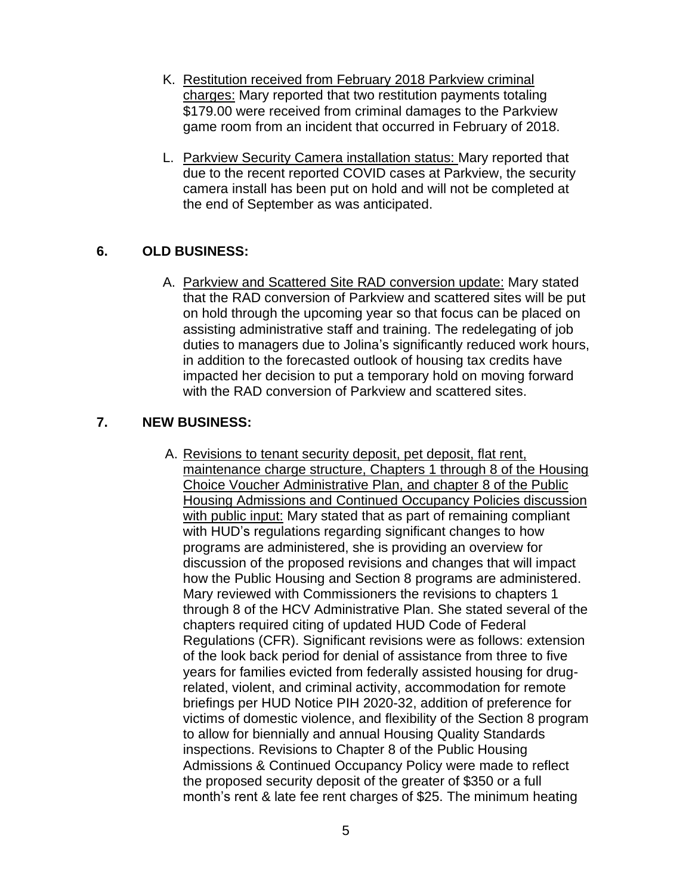K. Restitution received from February 2018 Parkview criminal charges: Mary reported that two restitution payments totaling $179.00 were received from criminal damages to the Parkview game room from an incident that occurred in February of 2018.

L. Parkview Security Camera installation status: Mary reported that due to the recent reported COVID cases at Parkview, the security camera install has been put on hold and will not be completed at the end of September as was anticipated.

## 6. OLD BUSINESS:

A. Parkview and Scattered Site RAD conversion update: Mary stated that the RAD conversion of Parkview and scattered sites will be put on hold through the upcoming year so that focus can be placed on assisting administrative staff and training. The redelegating of job duties to managers due to Jolina's significantly reduced work hours, in addition to the forecasted outlook of housing tax credits have impacted her decision to put a temporary hold on moving forward with the RAD conversion of Parkview and scattered sites.

## 7. NEW BUSINESS:

A. Revisions to tenant security deposit, pet deposit, flat rent, maintenance charge structure, Chapters 1 through 8 of the Housing Choice Voucher Administrative Plan, and chapter 8 of the Public Housing Admissions and Continued Occupancy Policies discussion with public input: Mary stated that as part of remaining compliant with HUD's regulations regarding significant changes to how programs are administered, she is providing an overview for discussion of the proposed revisions and changes that will impact how the Public Housing and Section 8 programs are administered. Mary reviewed with Commissioners the revisions to chapters 1 through 8 of the HCV Administrative Plan. She stated several of the chapters required citing of updated HUD Code of Federal Regulations (CFR). Significant revisions were as follows: extension of the look back period for denial of assistance from three to five years for families evicted from federally assisted housing for drug-related, violent, and criminal activity, accommodation for remote briefings per HUD Notice PIH 2020-32, addition of preference for victims of domestic violence, and flexibility of the Section 8 program to allow for biennially and annual Housing Quality Standards inspections. Revisions to Chapter 8 of the Public Housing Admissions & Continued Occupancy Policy were made to reflect the proposed security deposit of the greater of $350 or a full month's rent & late fee rent charges of $25. The minimum heating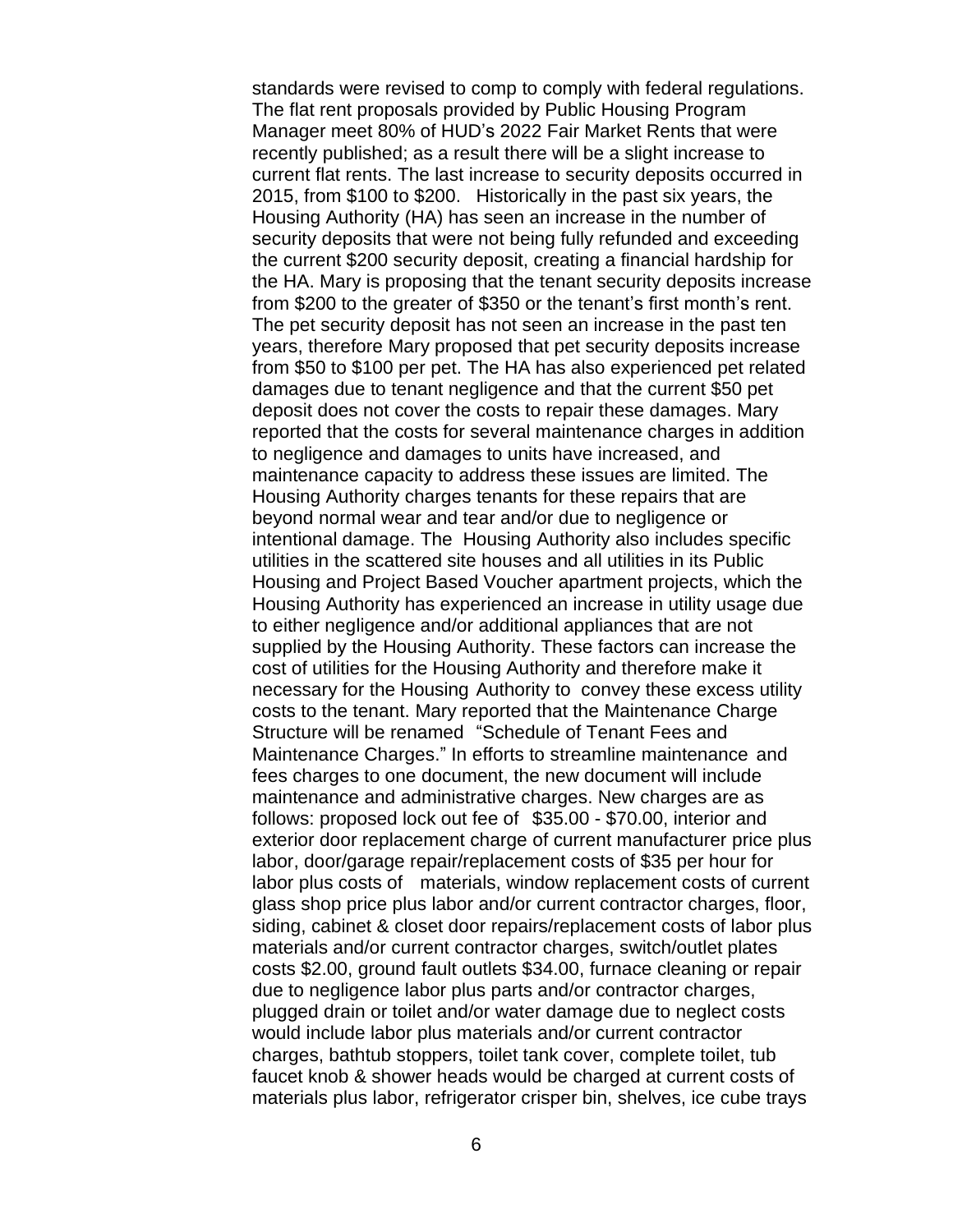standards were revised to comp to comply with federal regulations. The flat rent proposals provided by Public Housing Program Manager meet 80% of HUD's 2022 Fair Market Rents that were recently published; as a result there will be a slight increase to current flat rents. The last increase to security deposits occurred in 2015, from $100 to $200. Historically in the past six years, the Housing Authority (HA) has seen an increase in the number of security deposits that were not being fully refunded and exceeding the current $200 security deposit, creating a financial hardship for the HA. Mary is proposing that the tenant security deposits increase from $200 to the greater of $350 or the tenant's first month's rent. The pet security deposit has not seen an increase in the past ten years, therefore Mary proposed that pet security deposits increase from $50 to $100 per pet. The HA has also experienced pet related damages due to tenant negligence and that the current $50 pet deposit does not cover the costs to repair these damages. Mary reported that the costs for several maintenance charges in addition to negligence and damages to units have increased, and maintenance capacity to address these issues are limited. The Housing Authority charges tenants for these repairs that are beyond normal wear and tear and/or due to negligence or intentional damage. The Housing Authority also includes specific utilities in the scattered site houses and all utilities in its Public Housing and Project Based Voucher apartment projects, which the Housing Authority has experienced an increase in utility usage due to either negligence and/or additional appliances that are not supplied by the Housing Authority. These factors can increase the cost of utilities for the Housing Authority and therefore make it necessary for the Housing Authority to convey these excess utility costs to the tenant. Mary reported that the Maintenance Charge Structure will be renamed "Schedule of Tenant Fees and Maintenance Charges." In efforts to streamline maintenance and fees charges to one document, the new document will include maintenance and administrative charges. New charges are as follows: proposed lock out fee of $35.00 - $70.00, interior and exterior door replacement charge of current manufacturer price plus labor, door/garage repair/replacement costs of $35 per hour for labor plus costs of materials, window replacement costs of current glass shop price plus labor and/or current contractor charges, floor, siding, cabinet & closet door repairs/replacement costs of labor plus materials and/or current contractor charges, switch/outlet plates costs $2.00, ground fault outlets $34.00, furnace cleaning or repair due to negligence labor plus parts and/or contractor charges, plugged drain or toilet and/or water damage due to neglect costs would include labor plus materials and/or current contractor charges, bathtub stoppers, toilet tank cover, complete toilet, tub faucet knob & shower heads would be charged at current costs of materials plus labor, refrigerator crisper bin, shelves, ice cube trays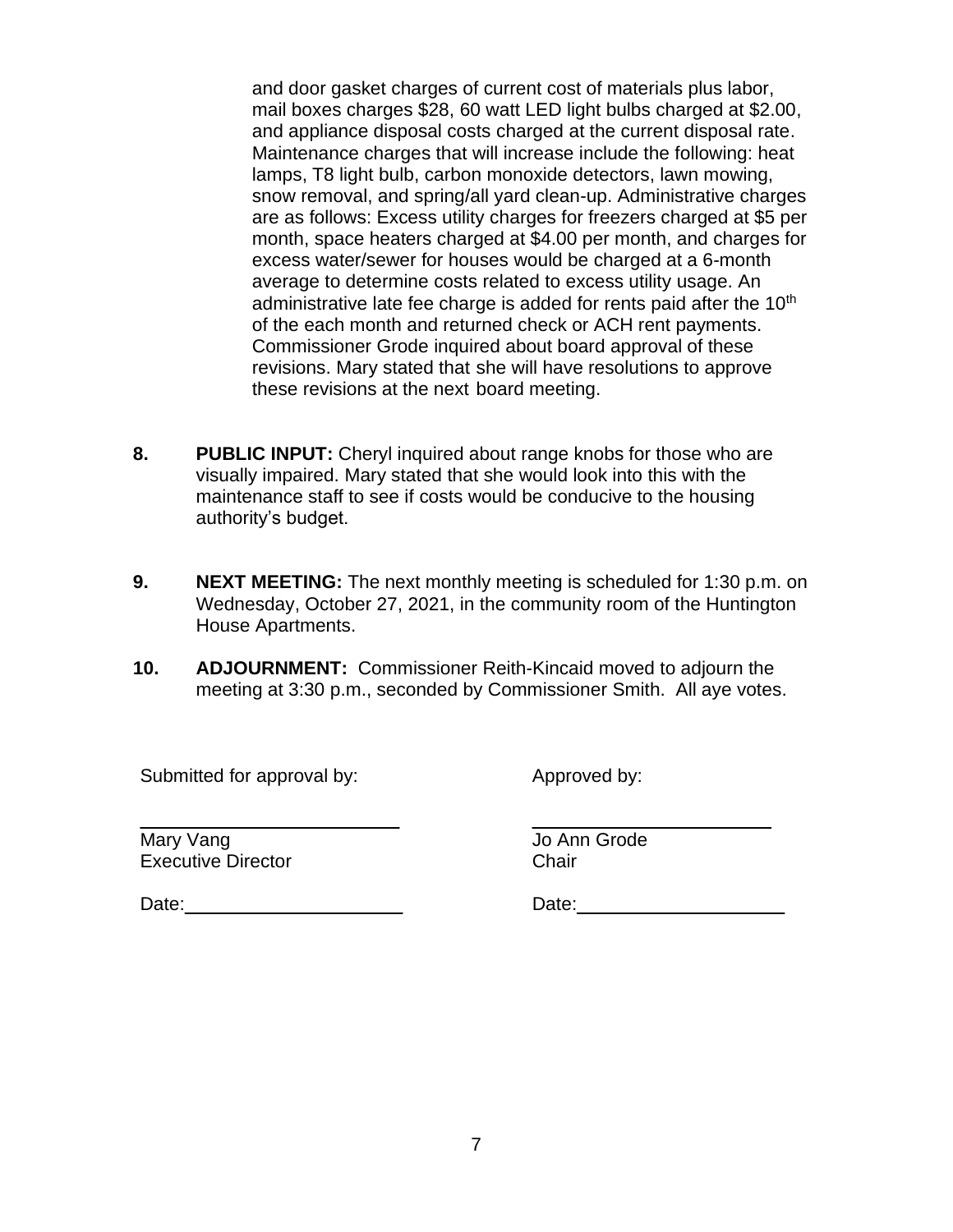and door gasket charges of current cost of materials plus labor, mail boxes charges $28, 60 watt LED light bulbs charged at $2.00, and appliance disposal costs charged at the current disposal rate. Maintenance charges that will increase include the following: heat lamps, T8 light bulb, carbon monoxide detectors, lawn mowing, snow removal, and spring/all yard clean-up. Administrative charges are as follows: Excess utility charges for freezers charged at $5 per month, space heaters charged at $4.00 per month, and charges for excess water/sewer for houses would be charged at a 6-month average to determine costs related to excess utility usage. An administrative late fee charge is added for rents paid after the 10th of the each month and returned check or ACH rent payments. Commissioner Grode inquired about board approval of these revisions. Mary stated that she will have resolutions to approve these revisions at the next board meeting.

**8. PUBLIC INPUT:** Cheryl inquired about range knobs for those who are visually impaired. Mary stated that she would look into this with the maintenance staff to see if costs would be conducive to the housing authority's budget.

**9. NEXT MEETING:** The next monthly meeting is scheduled for 1:30 p.m. on Wednesday, October 27, 2021, in the community room of the Huntington House Apartments.

**10. ADJOURNMENT:** Commissioner Reith-Kincaid moved to adjourn the meeting at 3:30 p.m., seconded by Commissioner Smith. All aye votes.

Submitted for approval by:

\_\_\_\_\_\_\_\_\_\_\_\_\_\_\_\_\_\_\_\_\_\_\_\_\_\_

Mary Vang
Executive Director

Date: \_\_\_\_\_\_\_\_\_\_\_\_\_\_\_\_\_\_\_\_

Approved by:

\_\_\_\_\_\_\_\_\_\_\_\_\_\_\_\_\_\_\_\_\_\_\_\_\_\_

Jo Ann Grode
Chair

Date: \_\_\_\_\_\_\_\_\_\_\_\_\_\_\_\_\_\_\_\_